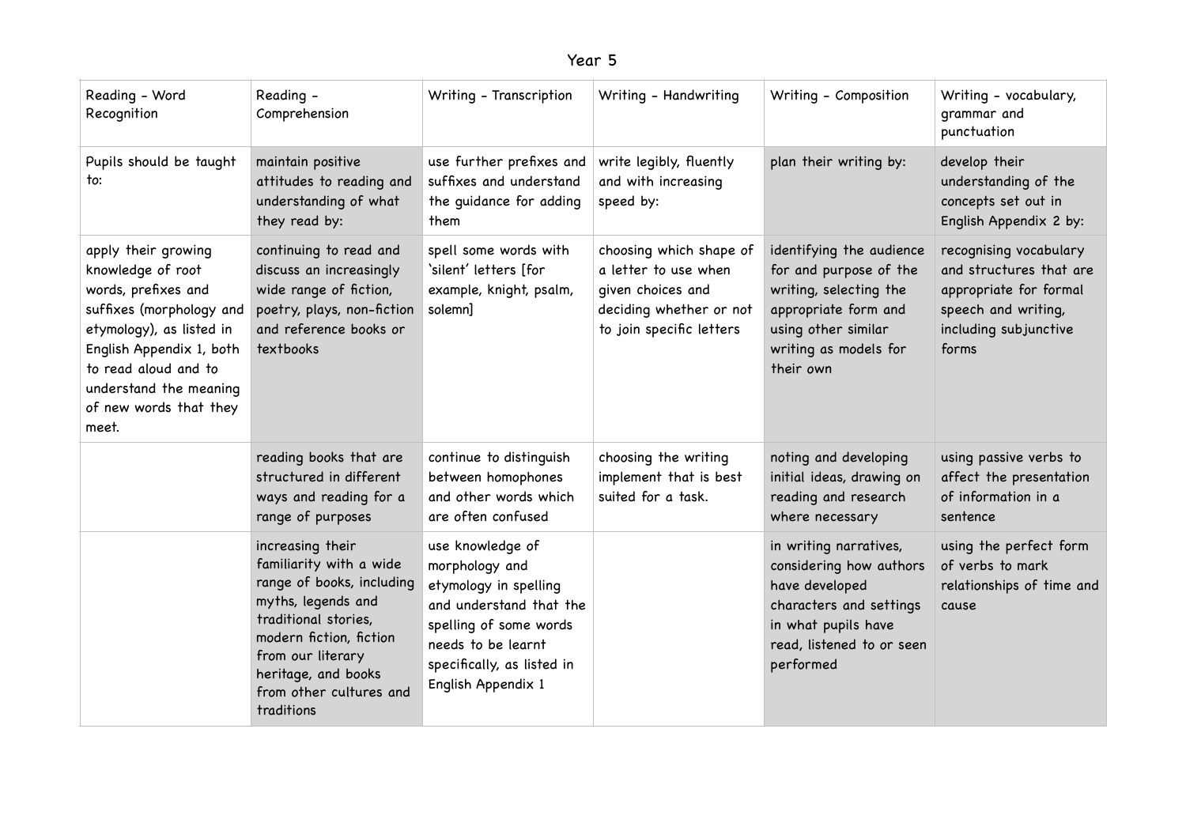# Year 5

| Reading - Word Recognition | Reading - Comprehension | Writing - Transcription | Writing - Handwriting | Writing - Composition | Writing - vocabulary, grammar and punctuation |
|---|---|---|---|---|---|
| Pupils should be taught to: | maintain positive attitudes to reading and understanding of what they read by: | use further prefixes and suffixes and understand the guidance for adding them | write legibly, fluently and with increasing speed by: | plan their writing by: | develop their understanding of the concepts set out in English Appendix 2 by: |
| apply their growing knowledge of root words, prefixes and suffixes (morphology and etymology), as listed in English Appendix 1, both to read aloud and to understand the meaning of new words that they meet. | continuing to read and discuss an increasingly wide range of fiction, poetry, plays, non-fiction and reference books or textbooks | spell some words with 'silent' letters [for example, knight, psalm, solemn] | choosing which shape of a letter to use when given choices and deciding whether or not to join specific letters | identifying the audience for and purpose of the writing, selecting the appropriate form and using other similar writing as models for their own | recognising vocabulary and structures that are appropriate for formal speech and writing, including subjunctive forms |
| | reading books that are structured in different ways and reading for a range of purposes | continue to distinguish between homophones and other words which are often confused | choosing the writing implement that is best suited for a task. | noting and developing initial ideas, drawing on reading and research where necessary | using passive verbs to affect the presentation of information in a sentence |
| | increasing their familiarity with a wide range of books, including myths, legends and traditional stories, modern fiction, fiction from our literary heritage, and books from other cultures and traditions | use knowledge of morphology and etymology in spelling and understand that the spelling of some words needs to be learnt specifically, as listed in English Appendix 1 | | in writing narratives, considering how authors have developed characters and settings in what pupils have read, listened to or seen performed | using the perfect form of verbs to mark relationships of time and cause |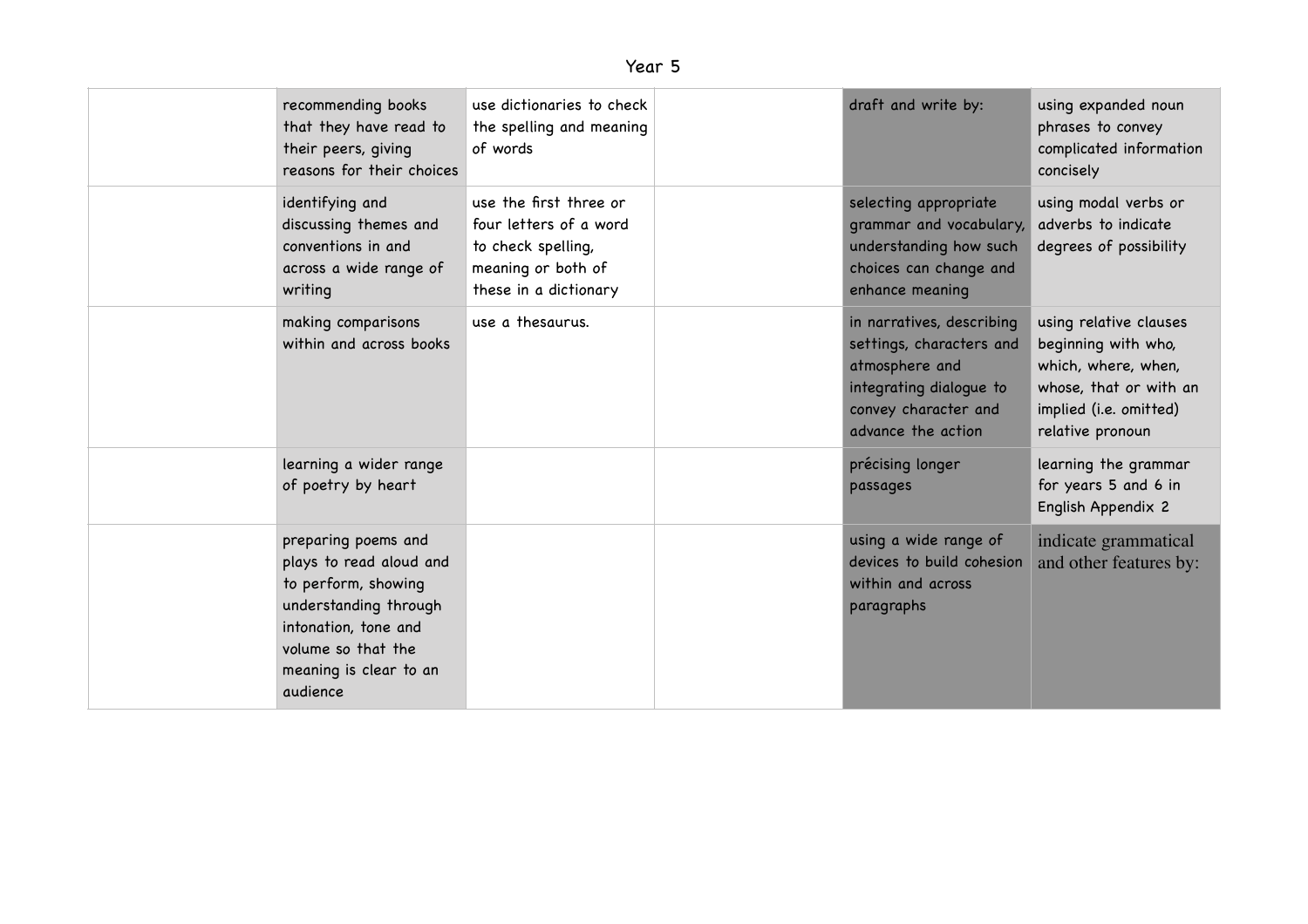Year 5

| | | | | | |
|---|---|---|---|---|---|
| | recommending books that they have read to their peers, giving reasons for their choices | use dictionaries to check the spelling and meaning of words | | draft and write by: | using expanded noun phrases to convey complicated information concisely |
| | identifying and discussing themes and conventions in and across a wide range of writing | use the first three or four letters of a word to check spelling, meaning or both of these in a dictionary | | selecting appropriate grammar and vocabulary, understanding how such choices can change and enhance meaning | using modal verbs or adverbs to indicate degrees of possibility |
| | making comparisons within and across books | use a thesaurus. | | in narratives, describing settings, characters and atmosphere and integrating dialogue to convey character and advance the action | using relative clauses beginning with who, which, where, when, whose, that or with an implied (i.e. omitted) relative pronoun |
| | learning a wider range of poetry by heart | | | précising longer passages | learning the grammar for years 5 and 6 in English Appendix 2 |
| | preparing poems and plays to read aloud and to perform, showing understanding through intonation, tone and volume so that the meaning is clear to an audience | | | using a wide range of devices to build cohesion within and across paragraphs | indicate grammatical and other features by: |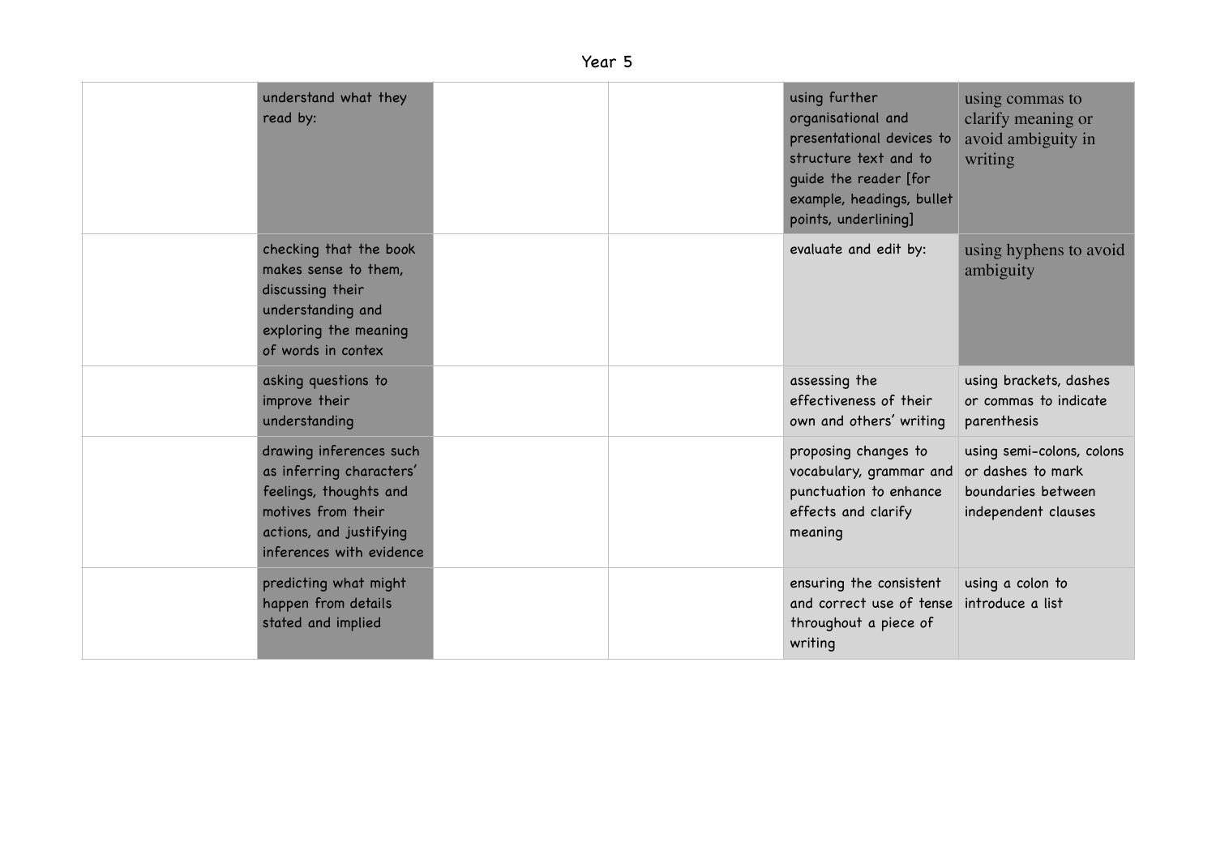Year 5

| | | | | | |
|---|---|---|---|---|---|
| | understand what they read by: | | | using further organisational and presentational devices to structure text and to guide the reader [for example, headings, bullet points, underlining] | using commas to clarify meaning or avoid ambiguity in writing |
| | checking that the book makes sense to them, discussing their understanding and exploring the meaning of words in contex | | | evaluate and edit by: | using hyphens to avoid ambiguity |
| | asking questions to improve their understanding | | | assessing the effectiveness of their own and others' writing | using brackets, dashes or commas to indicate parenthesis |
| | drawing inferences such as inferring characters' feelings, thoughts and motives from their actions, and justifying inferences with evidence | | | proposing changes to vocabulary, grammar and punctuation to enhance effects and clarify meaning | using semi-colons, colons or dashes to mark boundaries between independent clauses |
| | predicting what might happen from details stated and implied | | | ensuring the consistent and correct use of tense throughout a piece of writing | using a colon to introduce a list |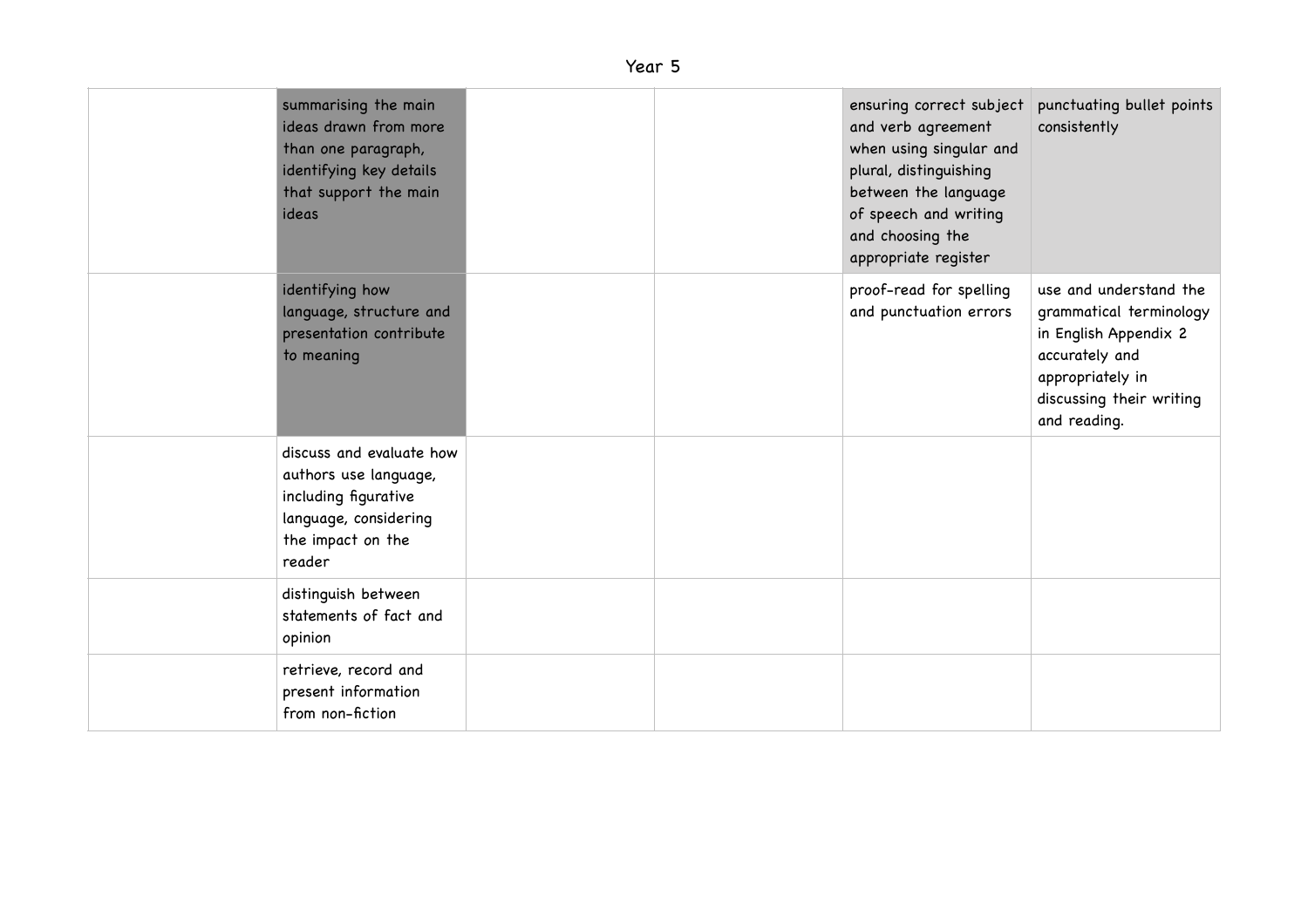Year 5

| | | | | | |
|---|---|---|---|---|---|
| | summarising the main ideas drawn from more than one paragraph, identifying key details that support the main ideas | | | ensuring correct subject and verb agreement when using singular and plural, distinguishing between the language of speech and writing and choosing the appropriate register | punctuating bullet points consistently |
| | identifying how language, structure and presentation contribute to meaning | | | proof-read for spelling and punctuation errors | use and understand the grammatical terminology in English Appendix 2 accurately and appropriately in discussing their writing and reading. |
| | discuss and evaluate how authors use language, including figurative language, considering the impact on the reader | | | | |
| | distinguish between statements of fact and opinion | | | | |
| | retrieve, record and present information from non-fiction | | | | |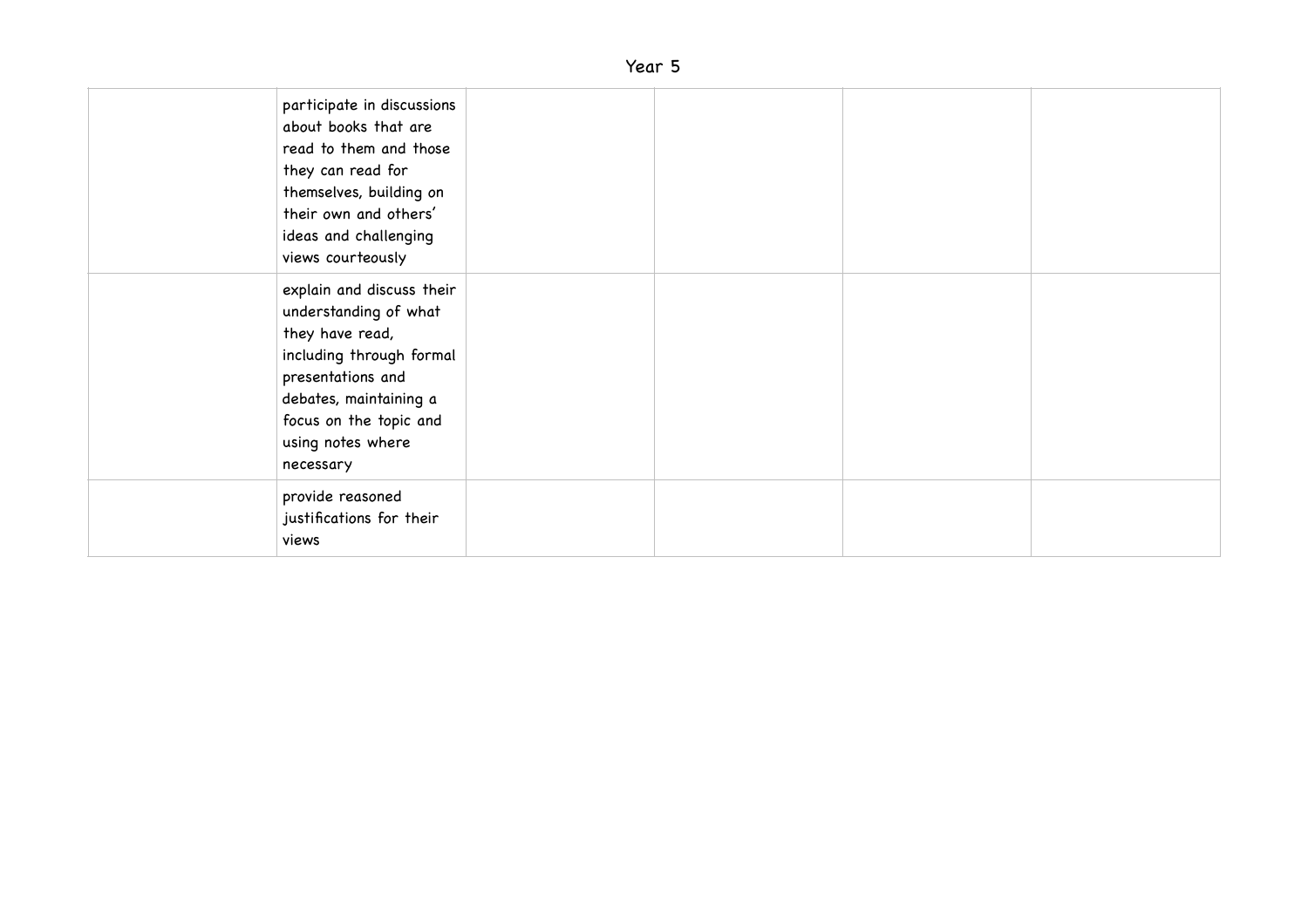Year 5

| | | | | | |
|---|---|---|---|---|---|
| | participate in discussions about books that are read to them and those they can read for themselves, building on their own and others' ideas and challenging views courteously | | | | |
| | explain and discuss their understanding of what they have read, including through formal presentations and debates, maintaining a focus on the topic and using notes where necessary | | | | |
| | provide reasoned justifications for their views | | | | |